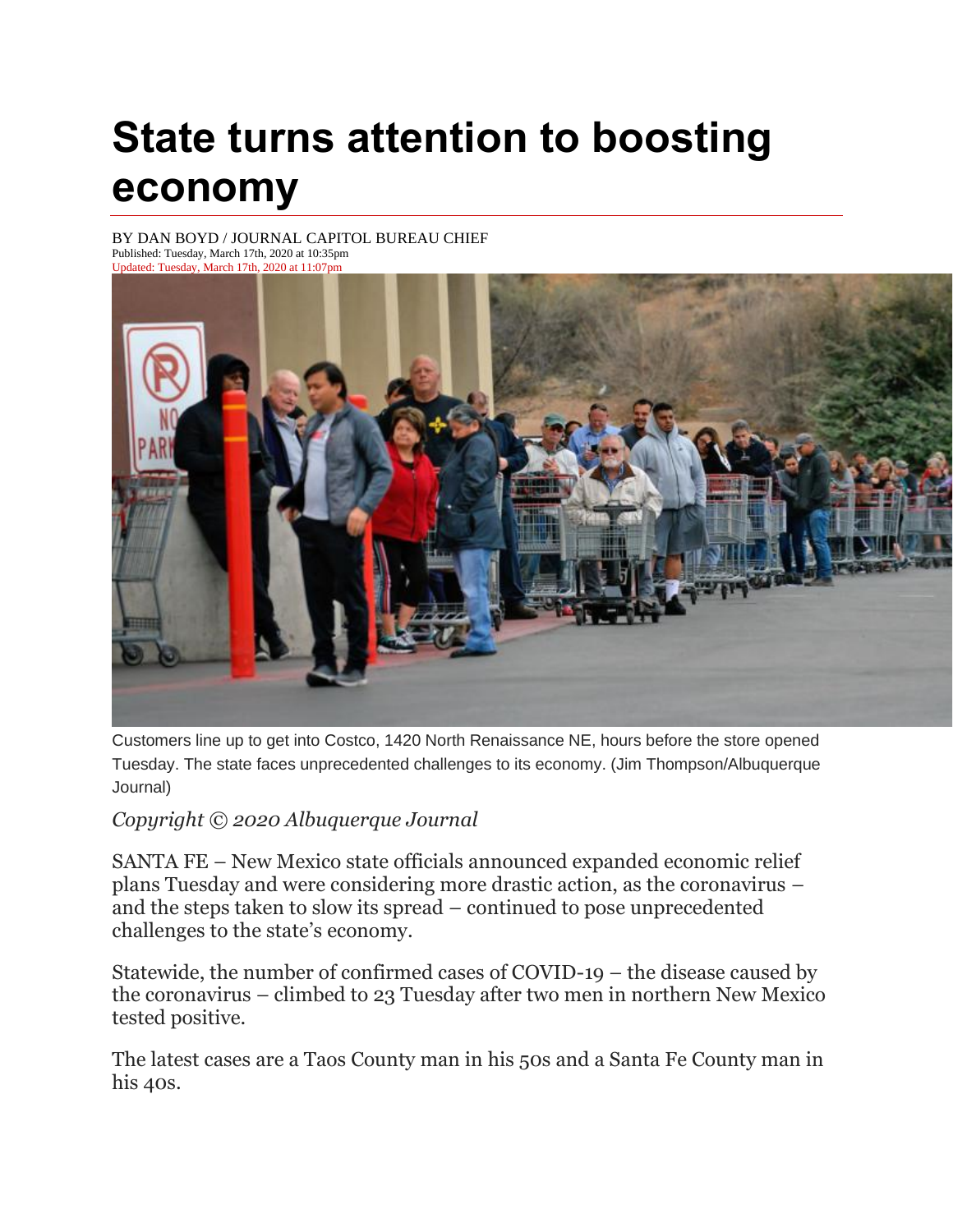# State turns attention to boosting economy

BY DAN BOYD / JOURNAL CAPITOL BUREAU CHIEF
Published: Tuesday, March 17th, 2020 at 10:35pm
Updated: Tuesday, March 17th, 2020 at 11:07pm

Customers line up to get into Costco, 1420 North Renaissance NE, hours before the store opened Tuesday. The state faces unprecedented challenges to its economy. (Jim Thompson/Albuquerque Journal)

*Copyright © 2020 Albuquerque Journal*

SANTA FE – New Mexico state officials announced expanded economic relief plans Tuesday and were considering more drastic action, as the coronavirus – and the steps taken to slow its spread – continued to pose unprecedented challenges to the state's economy.

Statewide, the number of confirmed cases of COVID-19 – the disease caused by the coronavirus – climbed to 23 Tuesday after two men in northern New Mexico tested positive.

The latest cases are a Taos County man in his 50s and a Santa Fe County man in his 40s.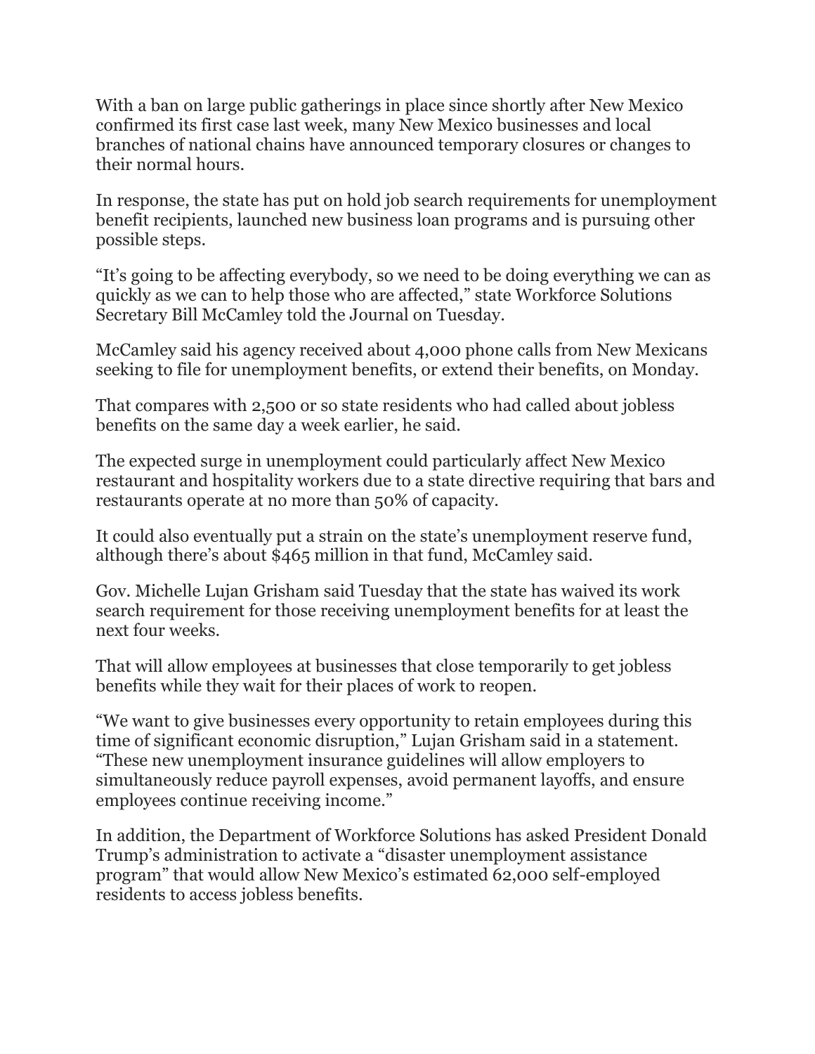With a ban on large public gatherings in place since shortly after New Mexico confirmed its first case last week, many New Mexico businesses and local branches of national chains have announced temporary closures or changes to their normal hours.

In response, the state has put on hold job search requirements for unemployment benefit recipients, launched new business loan programs and is pursuing other possible steps.

"It's going to be affecting everybody, so we need to be doing everything we can as quickly as we can to help those who are affected," state Workforce Solutions Secretary Bill McCamley told the Journal on Tuesday.

McCamley said his agency received about 4,000 phone calls from New Mexicans seeking to file for unemployment benefits, or extend their benefits, on Monday.

That compares with 2,500 or so state residents who had called about jobless benefits on the same day a week earlier, he said.

The expected surge in unemployment could particularly affect New Mexico restaurant and hospitality workers due to a state directive requiring that bars and restaurants operate at no more than 50% of capacity.

It could also eventually put a strain on the state's unemployment reserve fund, although there's about $465 million in that fund, McCamley said.

Gov. Michelle Lujan Grisham said Tuesday that the state has waived its work search requirement for those receiving unemployment benefits for at least the next four weeks.

That will allow employees at businesses that close temporarily to get jobless benefits while they wait for their places of work to reopen.

"We want to give businesses every opportunity to retain employees during this time of significant economic disruption," Lujan Grisham said in a statement. "These new unemployment insurance guidelines will allow employers to simultaneously reduce payroll expenses, avoid permanent layoffs, and ensure employees continue receiving income."

In addition, the Department of Workforce Solutions has asked President Donald Trump's administration to activate a "disaster unemployment assistance program" that would allow New Mexico's estimated 62,000 self-employed residents to access jobless benefits.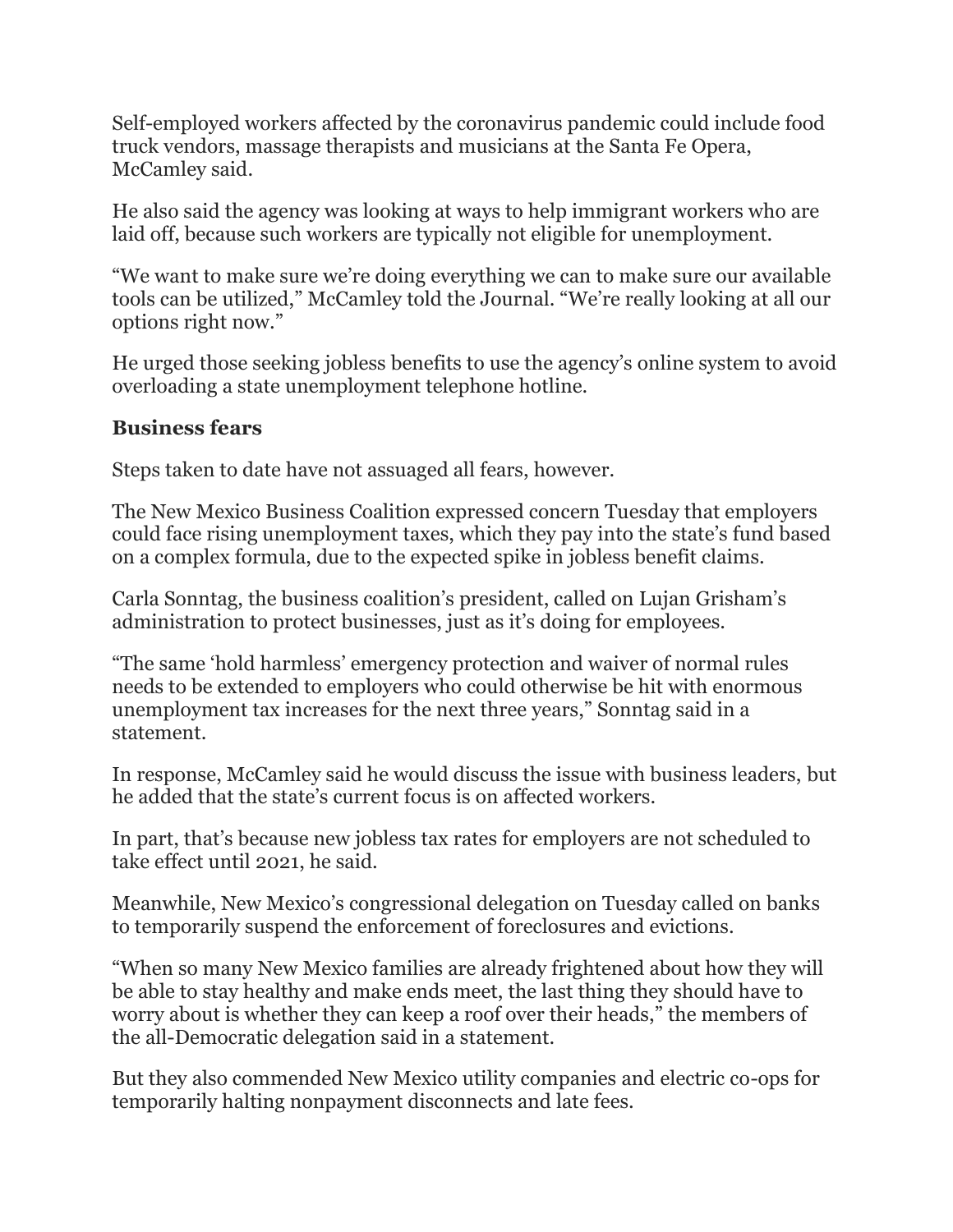Self-employed workers affected by the coronavirus pandemic could include food truck vendors, massage therapists and musicians at the Santa Fe Opera, McCamley said.

He also said the agency was looking at ways to help immigrant workers who are laid off, because such workers are typically not eligible for unemployment.

"We want to make sure we're doing everything we can to make sure our available tools can be utilized," McCamley told the Journal. "We're really looking at all our options right now."

He urged those seeking jobless benefits to use the agency's online system to avoid overloading a state unemployment telephone hotline.

**Business fears**

Steps taken to date have not assuaged all fears, however.

The New Mexico Business Coalition expressed concern Tuesday that employers could face rising unemployment taxes, which they pay into the state's fund based on a complex formula, due to the expected spike in jobless benefit claims.

Carla Sonntag, the business coalition's president, called on Lujan Grisham's administration to protect businesses, just as it's doing for employees.

"The same 'hold harmless' emergency protection and waiver of normal rules needs to be extended to employers who could otherwise be hit with enormous unemployment tax increases for the next three years," Sonntag said in a statement.

In response, McCamley said he would discuss the issue with business leaders, but he added that the state's current focus is on affected workers.

In part, that's because new jobless tax rates for employers are not scheduled to take effect until 2021, he said.

Meanwhile, New Mexico's congressional delegation on Tuesday called on banks to temporarily suspend the enforcement of foreclosures and evictions.

"When so many New Mexico families are already frightened about how they will be able to stay healthy and make ends meet, the last thing they should have to worry about is whether they can keep a roof over their heads," the members of the all-Democratic delegation said in a statement.

But they also commended New Mexico utility companies and electric co-ops for temporarily halting nonpayment disconnects and late fees.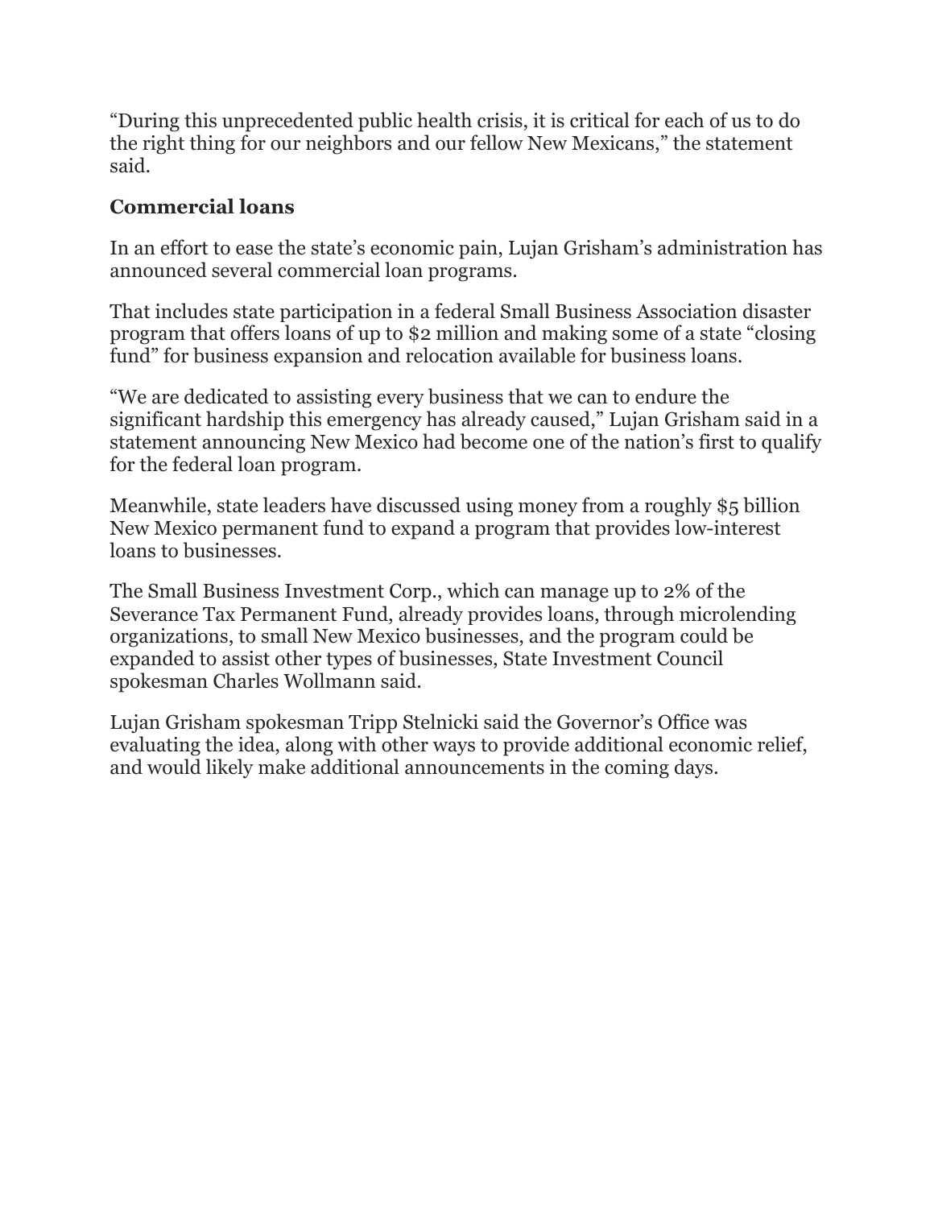"During this unprecedented public health crisis, it is critical for each of us to do the right thing for our neighbors and our fellow New Mexicans," the statement said.

### Commercial loans

In an effort to ease the state's economic pain, Lujan Grisham's administration has announced several commercial loan programs.

That includes state participation in a federal Small Business Association disaster program that offers loans of up to $2 million and making some of a state "closing fund" for business expansion and relocation available for business loans.

"We are dedicated to assisting every business that we can to endure the significant hardship this emergency has already caused," Lujan Grisham said in a statement announcing New Mexico had become one of the nation's first to qualify for the federal loan program.

Meanwhile, state leaders have discussed using money from a roughly $5 billion New Mexico permanent fund to expand a program that provides low-interest loans to businesses.

The Small Business Investment Corp., which can manage up to 2% of the Severance Tax Permanent Fund, already provides loans, through microlending organizations, to small New Mexico businesses, and the program could be expanded to assist other types of businesses, State Investment Council spokesman Charles Wollmann said.

Lujan Grisham spokesman Tripp Stelnicki said the Governor's Office was evaluating the idea, along with other ways to provide additional economic relief, and would likely make additional announcements in the coming days.